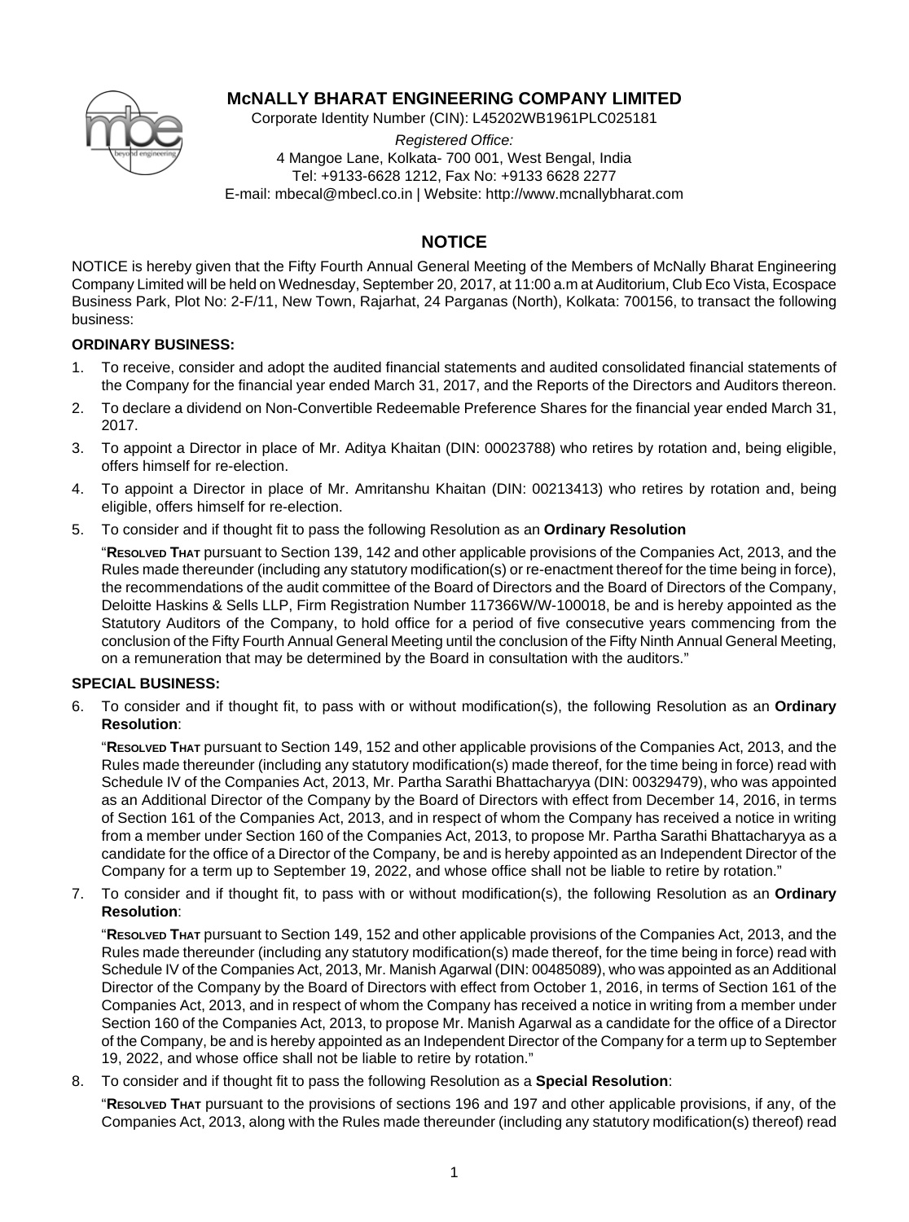# McNALLY BHARAT ENGINEERING COMPANY LIMITED

Corporate Identity Number (CIN): L45202WB1961PLC025181

*Registered Office:*
4 Mangoe Lane, Kolkata- 700 001, West Bengal, India
Tel: +9133-6628 1212, Fax No: +9133 6628 2277
E-mail: mbecal@mbecl.co.in | Website: http://www.mcnallybharat.com

## NOTICE

NOTICE is hereby given that the Fifty Fourth Annual General Meeting of the Members of McNally Bharat Engineering Company Limited will be held on Wednesday, September 20, 2017, at 11:00 a.m at Auditorium, Club Eco Vista, Ecospace Business Park, Plot No: 2-F/11, New Town, Rajarhat, 24 Parganas (North), Kolkata: 700156, to transact the following business:

### ORDINARY BUSINESS:

1. To receive, consider and adopt the audited financial statements and audited consolidated financial statements of the Company for the financial year ended March 31, 2017, and the Reports of the Directors and Auditors thereon.
2. To declare a dividend on Non-Convertible Redeemable Preference Shares for the financial year ended March 31, 2017.
3. To appoint a Director in place of Mr. Aditya Khaitan (DIN: 00023788) who retires by rotation and, being eligible, offers himself for re-election.
4. To appoint a Director in place of Mr. Amritanshu Khaitan (DIN: 00213413) who retires by rotation and, being eligible, offers himself for re-election.
5. To consider and if thought fit to pass the following Resolution as an **Ordinary Resolution**

   "**RESOLVED THAT** pursuant to Section 139, 142 and other applicable provisions of the Companies Act, 2013, and the Rules made thereunder (including any statutory modification(s) or re-enactment thereof for the time being in force), the recommendations of the audit committee of the Board of Directors and the Board of Directors of the Company, Deloitte Haskins & Sells LLP, Firm Registration Number 117366W/W-100018, be and is hereby appointed as the Statutory Auditors of the Company, to hold office for a period of five consecutive years commencing from the conclusion of the Fifty Fourth Annual General Meeting until the conclusion of the Fifty Ninth Annual General Meeting, on a remuneration that may be determined by the Board in consultation with the auditors."

### SPECIAL BUSINESS:

6. To consider and if thought fit, to pass with or without modification(s), the following Resolution as an **Ordinary Resolution**:

   "**RESOLVED THAT** pursuant to Section 149, 152 and other applicable provisions of the Companies Act, 2013, and the Rules made thereunder (including any statutory modification(s) made thereof, for the time being in force) read with Schedule IV of the Companies Act, 2013, Mr. Partha Sarathi Bhattacharyya (DIN: 00329479), who was appointed as an Additional Director of the Company by the Board of Directors with effect from December 14, 2016, in terms of Section 161 of the Companies Act, 2013, and in respect of whom the Company has received a notice in writing from a member under Section 160 of the Companies Act, 2013, to propose Mr. Partha Sarathi Bhattacharyya as a candidate for the office of a Director of the Company, be and is hereby appointed as an Independent Director of the Company for a term up to September 19, 2022, and whose office shall not be liable to retire by rotation."

7. To consider and if thought fit, to pass with or without modification(s), the following Resolution as an **Ordinary Resolution**:

   "**RESOLVED THAT** pursuant to Section 149, 152 and other applicable provisions of the Companies Act, 2013, and the Rules made thereunder (including any statutory modification(s) made thereof, for the time being in force) read with Schedule IV of the Companies Act, 2013, Mr. Manish Agarwal (DIN: 00485089), who was appointed as an Additional Director of the Company by the Board of Directors with effect from October 1, 2016, in terms of Section 161 of the Companies Act, 2013, and in respect of whom the Company has received a notice in writing from a member under Section 160 of the Companies Act, 2013, to propose Mr. Manish Agarwal as a candidate for the office of a Director of the Company, be and is hereby appointed as an Independent Director of the Company for a term up to September 19, 2022, and whose office shall not be liable to retire by rotation."

8. To consider and if thought fit to pass the following Resolution as a **Special Resolution**:

   "**RESOLVED THAT** pursuant to the provisions of sections 196 and 197 and other applicable provisions, if any, of the Companies Act, 2013, along with the Rules made thereunder (including any statutory modification(s) thereof) read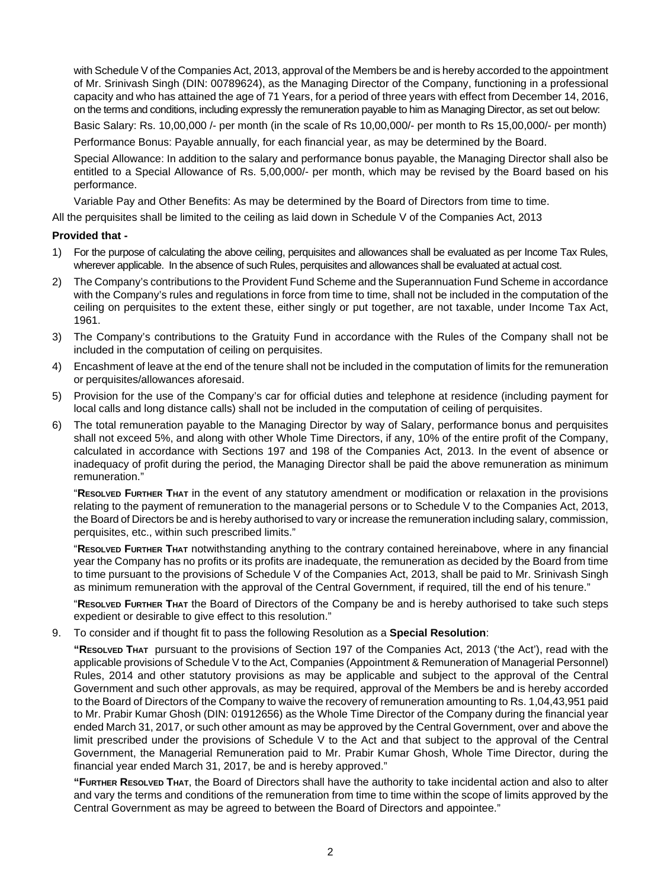with Schedule V of the Companies Act, 2013, approval of the Members be and is hereby accorded to the appointment of Mr. Srinivash Singh (DIN: 00789624), as the Managing Director of the Company, functioning in a professional capacity and who has attained the age of 71 Years, for a period of three years with effect from December 14, 2016, on the terms and conditions, including expressly the remuneration payable to him as Managing Director, as set out below:

Basic Salary: Rs. 10,00,000 /- per month (in the scale of Rs 10,00,000/- per month to Rs 15,00,000/- per month)

Performance Bonus: Payable annually, for each financial year, as may be determined by the Board.

Special Allowance: In addition to the salary and performance bonus payable, the Managing Director shall also be entitled to a Special Allowance of Rs. 5,00,000/- per month, which may be revised by the Board based on his performance.

Variable Pay and Other Benefits: As may be determined by the Board of Directors from time to time.

All the perquisites shall be limited to the ceiling as laid down in Schedule V of the Companies Act, 2013

**Provided that -**

1) For the purpose of calculating the above ceiling, perquisites and allowances shall be evaluated as per Income Tax Rules, wherever applicable. In the absence of such Rules, perquisites and allowances shall be evaluated at actual cost.
2) The Company's contributions to the Provident Fund Scheme and the Superannuation Fund Scheme in accordance with the Company's rules and regulations in force from time to time, shall not be included in the computation of the ceiling on perquisites to the extent these, either singly or put together, are not taxable, under Income Tax Act, 1961.
3) The Company's contributions to the Gratuity Fund in accordance with the Rules of the Company shall not be included in the computation of ceiling on perquisites.
4) Encashment of leave at the end of the tenure shall not be included in the computation of limits for the remuneration or perquisites/allowances aforesaid.
5) Provision for the use of the Company's car for official duties and telephone at residence (including payment for local calls and long distance calls) shall not be included in the computation of ceiling of perquisites.
6) The total remuneration payable to the Managing Director by way of Salary, performance bonus and perquisites shall not exceed 5%, and along with other Whole Time Directors, if any, 10% of the entire profit of the Company, calculated in accordance with Sections 197 and 198 of the Companies Act, 2013. In the event of absence or inadequacy of profit during the period, the Managing Director shall be paid the above remuneration as minimum remuneration."

"**Resolved Further That** in the event of any statutory amendment or modification or relaxation in the provisions relating to the payment of remuneration to the managerial persons or to Schedule V to the Companies Act, 2013, the Board of Directors be and is hereby authorised to vary or increase the remuneration including salary, commission, perquisites, etc., within such prescribed limits."

"**Resolved Further That** notwithstanding anything to the contrary contained hereinabove, where in any financial year the Company has no profits or its profits are inadequate, the remuneration as decided by the Board from time to time pursuant to the provisions of Schedule V of the Companies Act, 2013, shall be paid to Mr. Srinivash Singh as minimum remuneration with the approval of the Central Government, if required, till the end of his tenure."

"**Resolved Further That** the Board of Directors of the Company be and is hereby authorised to take such steps expedient or desirable to give effect to this resolution."

9. To consider and if thought fit to pass the following Resolution as a **Special Resolution**:

**"Resolved That** pursuant to the provisions of Section 197 of the Companies Act, 2013 ('the Act'), read with the applicable provisions of Schedule V to the Act, Companies (Appointment & Remuneration of Managerial Personnel) Rules, 2014 and other statutory provisions as may be applicable and subject to the approval of the Central Government and such other approvals, as may be required, approval of the Members be and is hereby accorded to the Board of Directors of the Company to waive the recovery of remuneration amounting to Rs. 1,04,43,951 paid to Mr. Prabir Kumar Ghosh (DIN: 01912656) as the Whole Time Director of the Company during the financial year ended March 31, 2017, or such other amount as may be approved by the Central Government, over and above the limit prescribed under the provisions of Schedule V to the Act and that subject to the approval of the Central Government, the Managerial Remuneration paid to Mr. Prabir Kumar Ghosh, Whole Time Director, during the financial year ended March 31, 2017, be and is hereby approved."

**"Further Resolved That**, the Board of Directors shall have the authority to take incidental action and also to alter and vary the terms and conditions of the remuneration from time to time within the scope of limits approved by the Central Government as may be agreed to between the Board of Directors and appointee."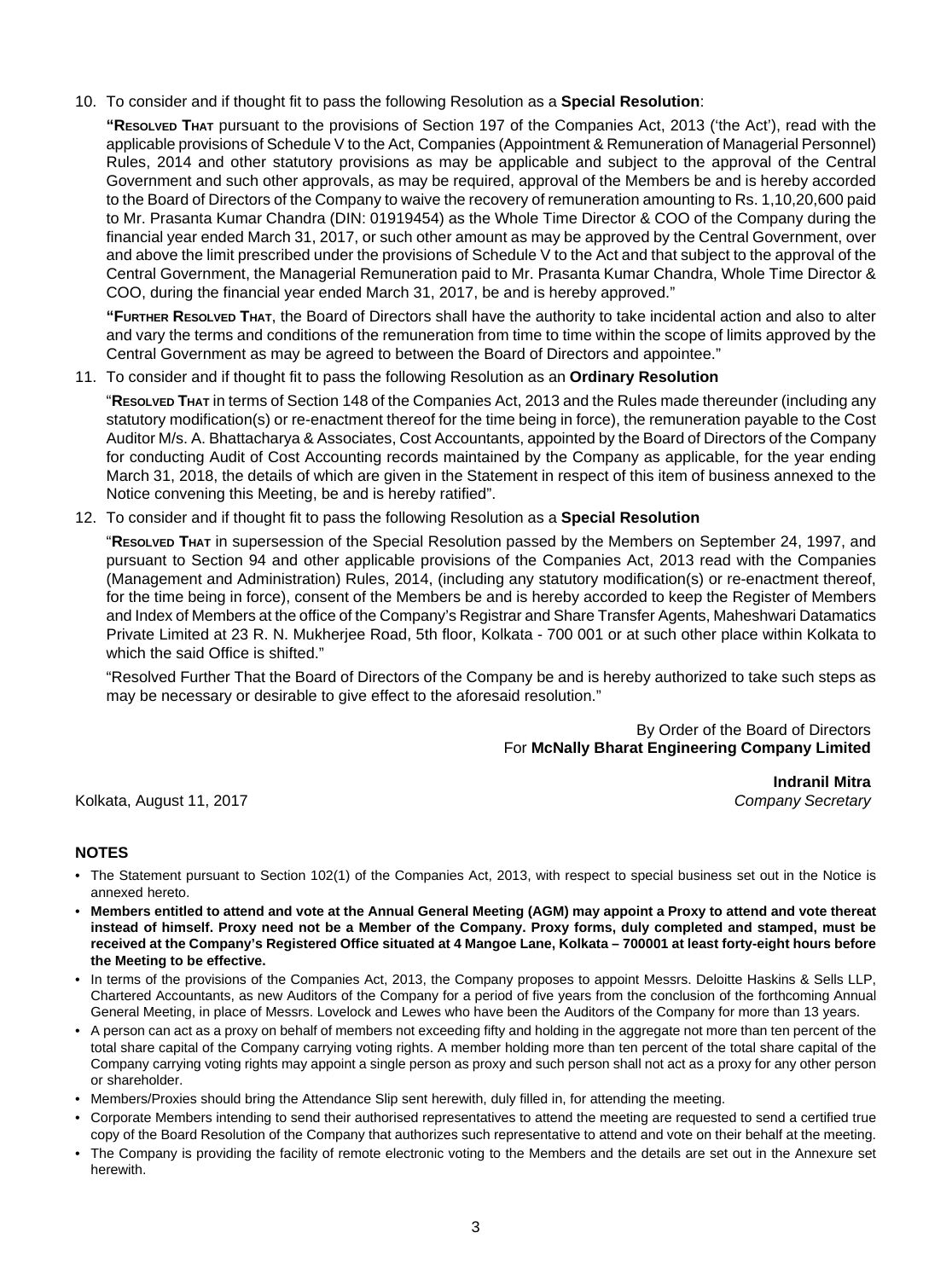10. To consider and if thought fit to pass the following Resolution as a **Special Resolution**:

    **"Resolved That** pursuant to the provisions of Section 197 of the Companies Act, 2013 ('the Act'), read with the applicable provisions of Schedule V to the Act, Companies (Appointment & Remuneration of Managerial Personnel) Rules, 2014 and other statutory provisions as may be applicable and subject to the approval of the Central Government and such other approvals, as may be required, approval of the Members be and is hereby accorded to the Board of Directors of the Company to waive the recovery of remuneration amounting to Rs. 1,10,20,600 paid to Mr. Prasanta Kumar Chandra (DIN: 01919454) as the Whole Time Director & COO of the Company during the financial year ended March 31, 2017, or such other amount as may be approved by the Central Government, over and above the limit prescribed under the provisions of Schedule V to the Act and that subject to the approval of the Central Government, the Managerial Remuneration paid to Mr. Prasanta Kumar Chandra, Whole Time Director & COO, during the financial year ended March 31, 2017, be and is hereby approved."

    **"Further Resolved That**, the Board of Directors shall have the authority to take incidental action and also to alter and vary the terms and conditions of the remuneration from time to time within the scope of limits approved by the Central Government as may be agreed to between the Board of Directors and appointee."

11. To consider and if thought fit to pass the following Resolution as an **Ordinary Resolution**

    "**Resolved That** in terms of Section 148 of the Companies Act, 2013 and the Rules made thereunder (including any statutory modification(s) or re-enactment thereof for the time being in force), the remuneration payable to the Cost Auditor M/s. A. Bhattacharya & Associates, Cost Accountants, appointed by the Board of Directors of the Company for conducting Audit of Cost Accounting records maintained by the Company as applicable, for the year ending March 31, 2018, the details of which are given in the Statement in respect of this item of business annexed to the Notice convening this Meeting, be and is hereby ratified".

12. To consider and if thought fit to pass the following Resolution as a **Special Resolution**

    "**Resolved That** in supersession of the Special Resolution passed by the Members on September 24, 1997, and pursuant to Section 94 and other applicable provisions of the Companies Act, 2013 read with the Companies (Management and Administration) Rules, 2014, (including any statutory modification(s) or re-enactment thereof, for the time being in force), consent of the Members be and is hereby accorded to keep the Register of Members and Index of Members at the office of the Company's Registrar and Share Transfer Agents, Maheshwari Datamatics Private Limited at 23 R. N. Mukherjee Road, 5th floor, Kolkata - 700 001 or at such other place within Kolkata to which the said Office is shifted."

    "Resolved Further That the Board of Directors of the Company be and is hereby authorized to take such steps as may be necessary or desirable to give effect to the aforesaid resolution."

By Order of the Board of Directors
For **McNally Bharat Engineering Company Limited**

**Indranil Mitra**
*Company Secretary*

Kolkata, August 11, 2017

## NOTES

- The Statement pursuant to Section 102(1) of the Companies Act, 2013, with respect to special business set out in the Notice is annexed hereto.
- **Members entitled to attend and vote at the Annual General Meeting (AGM) may appoint a Proxy to attend and vote thereat instead of himself. Proxy need not be a Member of the Company. Proxy forms, duly completed and stamped, must be received at the Company's Registered Office situated at 4 Mangoe Lane, Kolkata – 700001 at least forty-eight hours before the Meeting to be effective.**
- In terms of the provisions of the Companies Act, 2013, the Company proposes to appoint Messrs. Deloitte Haskins & Sells LLP, Chartered Accountants, as new Auditors of the Company for a period of five years from the conclusion of the forthcoming Annual General Meeting, in place of Messrs. Lovelock and Lewes who have been the Auditors of the Company for more than 13 years.
- A person can act as a proxy on behalf of members not exceeding fifty and holding in the aggregate not more than ten percent of the total share capital of the Company carrying voting rights. A member holding more than ten percent of the total share capital of the Company carrying voting rights may appoint a single person as proxy and such person shall not act as a proxy for any other person or shareholder.
- Members/Proxies should bring the Attendance Slip sent herewith, duly filled in, for attending the meeting.
- Corporate Members intending to send their authorised representatives to attend the meeting are requested to send a certified true copy of the Board Resolution of the Company that authorizes such representative to attend and vote on their behalf at the meeting.
- The Company is providing the facility of remote electronic voting to the Members and the details are set out in the Annexure set herewith.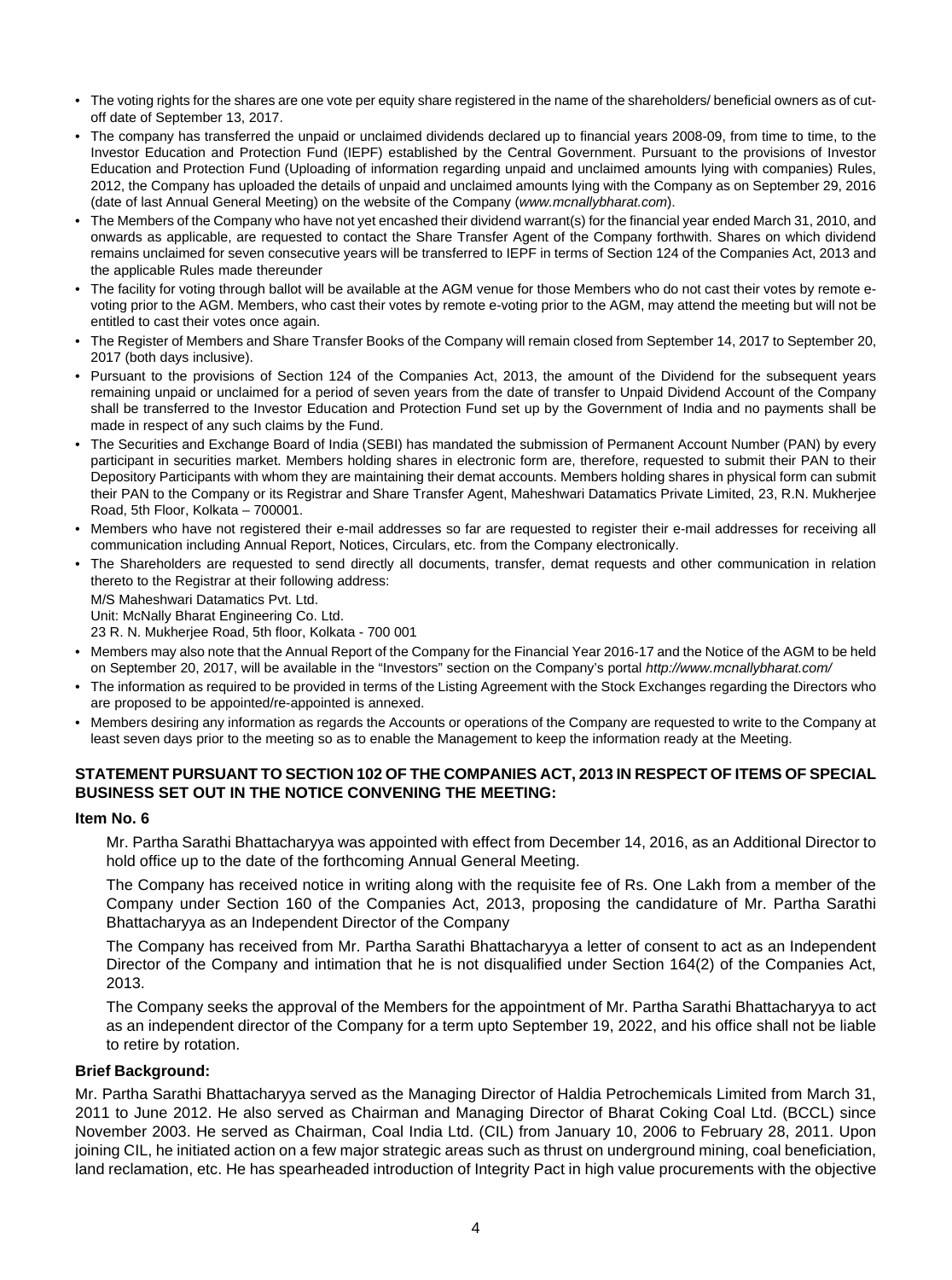- The voting rights for the shares are one vote per equity share registered in the name of the shareholders/ beneficial owners as of cut-off date of September 13, 2017.
- The company has transferred the unpaid or unclaimed dividends declared up to financial years 2008-09, from time to time, to the Investor Education and Protection Fund (IEPF) established by the Central Government. Pursuant to the provisions of Investor Education and Protection Fund (Uploading of information regarding unpaid and unclaimed amounts lying with companies) Rules, 2012, the Company has uploaded the details of unpaid and unclaimed amounts lying with the Company as on September 29, 2016 (date of last Annual General Meeting) on the website of the Company (*www.mcnallybharat.com*).
- The Members of the Company who have not yet encashed their dividend warrant(s) for the financial year ended March 31, 2010, and onwards as applicable, are requested to contact the Share Transfer Agent of the Company forthwith. Shares on which dividend remains unclaimed for seven consecutive years will be transferred to IEPF in terms of Section 124 of the Companies Act, 2013 and the applicable Rules made thereunder
- The facility for voting through ballot will be available at the AGM venue for those Members who do not cast their votes by remote e-voting prior to the AGM. Members, who cast their votes by remote e-voting prior to the AGM, may attend the meeting but will not be entitled to cast their votes once again.
- The Register of Members and Share Transfer Books of the Company will remain closed from September 14, 2017 to September 20, 2017 (both days inclusive).
- Pursuant to the provisions of Section 124 of the Companies Act, 2013, the amount of the Dividend for the subsequent years remaining unpaid or unclaimed for a period of seven years from the date of transfer to Unpaid Dividend Account of the Company shall be transferred to the Investor Education and Protection Fund set up by the Government of India and no payments shall be made in respect of any such claims by the Fund.
- The Securities and Exchange Board of India (SEBI) has mandated the submission of Permanent Account Number (PAN) by every participant in securities market. Members holding shares in electronic form are, therefore, requested to submit their PAN to their Depository Participants with whom they are maintaining their demat accounts. Members holding shares in physical form can submit their PAN to the Company or its Registrar and Share Transfer Agent, Maheshwari Datamatics Private Limited, 23, R.N. Mukherjee Road, 5th Floor, Kolkata – 700001.
- Members who have not registered their e-mail addresses so far are requested to register their e-mail addresses for receiving all communication including Annual Report, Notices, Circulars, etc. from the Company electronically.
- The Shareholders are requested to send directly all documents, transfer, demat requests and other communication in relation thereto to the Registrar at their following address:

  M/S Maheshwari Datamatics Pvt. Ltd.
  Unit: McNally Bharat Engineering Co. Ltd.
  23 R. N. Mukherjee Road, 5th floor, Kolkata - 700 001
- Members may also note that the Annual Report of the Company for the Financial Year 2016-17 and the Notice of the AGM to be held on September 20, 2017, will be available in the "Investors" section on the Company's portal *http://www.mcnallybharat.com/*
- The information as required to be provided in terms of the Listing Agreement with the Stock Exchanges regarding the Directors who are proposed to be appointed/re-appointed is annexed.
- Members desiring any information as regards the Accounts or operations of the Company are requested to write to the Company at least seven days prior to the meeting so as to enable the Management to keep the information ready at the Meeting.

## STATEMENT PURSUANT TO SECTION 102 OF THE COMPANIES ACT, 2013 IN RESPECT OF ITEMS OF SPECIAL BUSINESS SET OUT IN THE NOTICE CONVENING THE MEETING:

### Item No. 6

Mr. Partha Sarathi Bhattacharyya was appointed with effect from December 14, 2016, as an Additional Director to hold office up to the date of the forthcoming Annual General Meeting.

The Company has received notice in writing along with the requisite fee of Rs. One Lakh from a member of the Company under Section 160 of the Companies Act, 2013, proposing the candidature of Mr. Partha Sarathi Bhattacharyya as an Independent Director of the Company

The Company has received from Mr. Partha Sarathi Bhattacharyya a letter of consent to act as an Independent Director of the Company and intimation that he is not disqualified under Section 164(2) of the Companies Act, 2013.

The Company seeks the approval of the Members for the appointment of Mr. Partha Sarathi Bhattacharyya to act as an independent director of the Company for a term upto September 19, 2022, and his office shall not be liable to retire by rotation.

### Brief Background:

Mr. Partha Sarathi Bhattacharyya served as the Managing Director of Haldia Petrochemicals Limited from March 31, 2011 to June 2012. He also served as Chairman and Managing Director of Bharat Coking Coal Ltd. (BCCL) since November 2003. He served as Chairman, Coal India Ltd. (CIL) from January 10, 2006 to February 28, 2011. Upon joining CIL, he initiated action on a few major strategic areas such as thrust on underground mining, coal beneficiation, land reclamation, etc. He has spearheaded introduction of Integrity Pact in high value procurements with the objective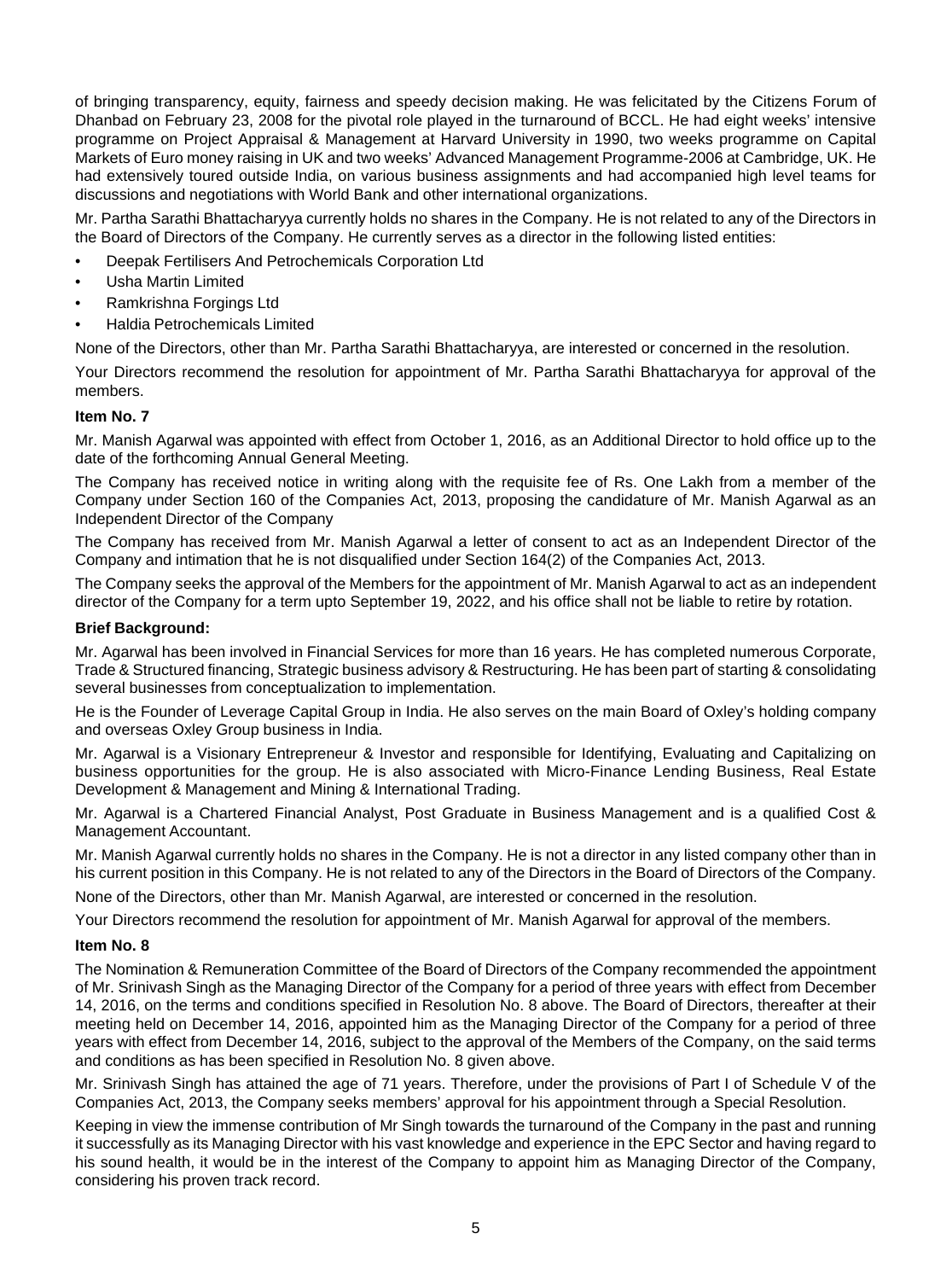of bringing transparency, equity, fairness and speedy decision making. He was felicitated by the Citizens Forum of Dhanbad on February 23, 2008 for the pivotal role played in the turnaround of BCCL. He had eight weeks' intensive programme on Project Appraisal & Management at Harvard University in 1990, two weeks programme on Capital Markets of Euro money raising in UK and two weeks' Advanced Management Programme-2006 at Cambridge, UK. He had extensively toured outside India, on various business assignments and had accompanied high level teams for discussions and negotiations with World Bank and other international organizations.

Mr. Partha Sarathi Bhattacharyya currently holds no shares in the Company. He is not related to any of the Directors in the Board of Directors of the Company. He currently serves as a director in the following listed entities:

- Deepak Fertilisers And Petrochemicals Corporation Ltd
- Usha Martin Limited
- Ramkrishna Forgings Ltd
- Haldia Petrochemicals Limited

None of the Directors, other than Mr. Partha Sarathi Bhattacharyya, are interested or concerned in the resolution.

Your Directors recommend the resolution for appointment of Mr. Partha Sarathi Bhattacharyya for approval of the members.

**Item No. 7**

Mr. Manish Agarwal was appointed with effect from October 1, 2016, as an Additional Director to hold office up to the date of the forthcoming Annual General Meeting.

The Company has received notice in writing along with the requisite fee of Rs. One Lakh from a member of the Company under Section 160 of the Companies Act, 2013, proposing the candidature of Mr. Manish Agarwal as an Independent Director of the Company

The Company has received from Mr. Manish Agarwal a letter of consent to act as an Independent Director of the Company and intimation that he is not disqualified under Section 164(2) of the Companies Act, 2013.

The Company seeks the approval of the Members for the appointment of Mr. Manish Agarwal to act as an independent director of the Company for a term upto September 19, 2022, and his office shall not be liable to retire by rotation.

**Brief Background:**

Mr. Agarwal has been involved in Financial Services for more than 16 years. He has completed numerous Corporate, Trade & Structured financing, Strategic business advisory & Restructuring. He has been part of starting & consolidating several businesses from conceptualization to implementation.

He is the Founder of Leverage Capital Group in India. He also serves on the main Board of Oxley's holding company and overseas Oxley Group business in India.

Mr. Agarwal is a Visionary Entrepreneur & Investor and responsible for Identifying, Evaluating and Capitalizing on business opportunities for the group. He is also associated with Micro-Finance Lending Business, Real Estate Development & Management and Mining & International Trading.

Mr. Agarwal is a Chartered Financial Analyst, Post Graduate in Business Management and is a qualified Cost & Management Accountant.

Mr. Manish Agarwal currently holds no shares in the Company. He is not a director in any listed company other than in his current position in this Company. He is not related to any of the Directors in the Board of Directors of the Company.

None of the Directors, other than Mr. Manish Agarwal, are interested or concerned in the resolution.

Your Directors recommend the resolution for appointment of Mr. Manish Agarwal for approval of the members.

**Item No. 8**

The Nomination & Remuneration Committee of the Board of Directors of the Company recommended the appointment of Mr. Srinivash Singh as the Managing Director of the Company for a period of three years with effect from December 14, 2016, on the terms and conditions specified in Resolution No. 8 above. The Board of Directors, thereafter at their meeting held on December 14, 2016, appointed him as the Managing Director of the Company for a period of three years with effect from December 14, 2016, subject to the approval of the Members of the Company, on the said terms and conditions as has been specified in Resolution No. 8 given above.

Mr. Srinivash Singh has attained the age of 71 years. Therefore, under the provisions of Part I of Schedule V of the Companies Act, 2013, the Company seeks members' approval for his appointment through a Special Resolution.

Keeping in view the immense contribution of Mr Singh towards the turnaround of the Company in the past and running it successfully as its Managing Director with his vast knowledge and experience in the EPC Sector and having regard to his sound health, it would be in the interest of the Company to appoint him as Managing Director of the Company, considering his proven track record.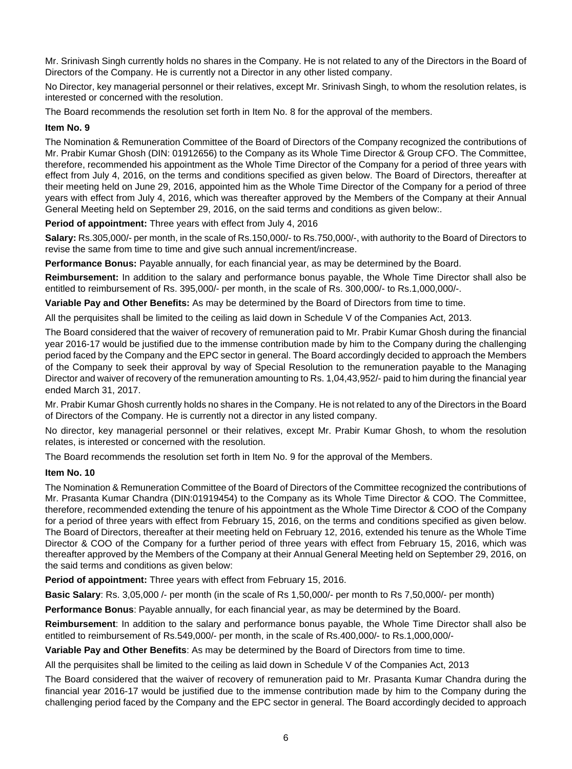Mr. Srinivash Singh currently holds no shares in the Company. He is not related to any of the Directors in the Board of Directors of the Company. He is currently not a Director in any other listed company.

No Director, key managerial personnel or their relatives, except Mr. Srinivash Singh, to whom the resolution relates, is interested or concerned with the resolution.

The Board recommends the resolution set forth in Item No. 8 for the approval of the members.

**Item No. 9**

The Nomination & Remuneration Committee of the Board of Directors of the Company recognized the contributions of Mr. Prabir Kumar Ghosh (DIN: 01912656) to the Company as its Whole Time Director & Group CFO. The Committee, therefore, recommended his appointment as the Whole Time Director of the Company for a period of three years with effect from July 4, 2016, on the terms and conditions specified as given below. The Board of Directors, thereafter at their meeting held on June 29, 2016, appointed him as the Whole Time Director of the Company for a period of three years with effect from July 4, 2016, which was thereafter approved by the Members of the Company at their Annual General Meeting held on September 29, 2016, on the said terms and conditions as given below:.

**Period of appointment:** Three years with effect from July 4, 2016

**Salary:** Rs.305,000/- per month, in the scale of Rs.150,000/- to Rs.750,000/-, with authority to the Board of Directors to revise the same from time to time and give such annual increment/increase.

**Performance Bonus:** Payable annually, for each financial year, as may be determined by the Board.

**Reimbursement:** In addition to the salary and performance bonus payable, the Whole Time Director shall also be entitled to reimbursement of Rs. 395,000/- per month, in the scale of Rs. 300,000/- to Rs.1,000,000/-.

**Variable Pay and Other Benefits:** As may be determined by the Board of Directors from time to time.

All the perquisites shall be limited to the ceiling as laid down in Schedule V of the Companies Act, 2013.

The Board considered that the waiver of recovery of remuneration paid to Mr. Prabir Kumar Ghosh during the financial year 2016-17 would be justified due to the immense contribution made by him to the Company during the challenging period faced by the Company and the EPC sector in general. The Board accordingly decided to approach the Members of the Company to seek their approval by way of Special Resolution to the remuneration payable to the Managing Director and waiver of recovery of the remuneration amounting to Rs. 1,04,43,952/- paid to him during the financial year ended March 31, 2017.

Mr. Prabir Kumar Ghosh currently holds no shares in the Company. He is not related to any of the Directors in the Board of Directors of the Company. He is currently not a director in any listed company.

No director, key managerial personnel or their relatives, except Mr. Prabir Kumar Ghosh, to whom the resolution relates, is interested or concerned with the resolution.

The Board recommends the resolution set forth in Item No. 9 for the approval of the Members.

**Item No. 10**

The Nomination & Remuneration Committee of the Board of Directors of the Committee recognized the contributions of Mr. Prasanta Kumar Chandra (DIN:01919454) to the Company as its Whole Time Director & COO. The Committee, therefore, recommended extending the tenure of his appointment as the Whole Time Director & COO of the Company for a period of three years with effect from February 15, 2016, on the terms and conditions specified as given below. The Board of Directors, thereafter at their meeting held on February 12, 2016, extended his tenure as the Whole Time Director & COO of the Company for a further period of three years with effect from February 15, 2016, which was thereafter approved by the Members of the Company at their Annual General Meeting held on September 29, 2016, on the said terms and conditions as given below:

**Period of appointment:** Three years with effect from February 15, 2016.

**Basic Salary**: Rs. 3,05,000 /- per month (in the scale of Rs 1,50,000/- per month to Rs 7,50,000/- per month)

**Performance Bonus**: Payable annually, for each financial year, as may be determined by the Board.

**Reimbursement**: In addition to the salary and performance bonus payable, the Whole Time Director shall also be entitled to reimbursement of Rs.549,000/- per month, in the scale of Rs.400,000/- to Rs.1,000,000/-

**Variable Pay and Other Benefits**: As may be determined by the Board of Directors from time to time.

All the perquisites shall be limited to the ceiling as laid down in Schedule V of the Companies Act, 2013

The Board considered that the waiver of recovery of remuneration paid to Mr. Prasanta Kumar Chandra during the financial year 2016-17 would be justified due to the immense contribution made by him to the Company during the challenging period faced by the Company and the EPC sector in general. The Board accordingly decided to approach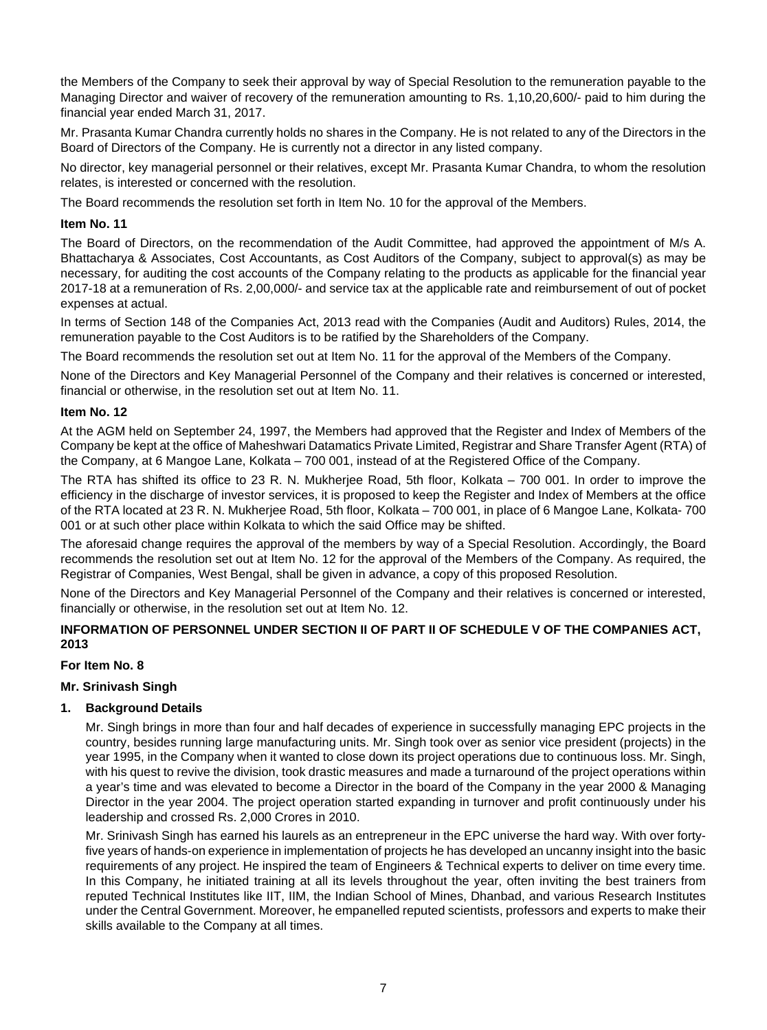the Members of the Company to seek their approval by way of Special Resolution to the remuneration payable to the Managing Director and waiver of recovery of the remuneration amounting to Rs. 1,10,20,600/- paid to him during the financial year ended March 31, 2017.

Mr. Prasanta Kumar Chandra currently holds no shares in the Company. He is not related to any of the Directors in the Board of Directors of the Company. He is currently not a director in any listed company.

No director, key managerial personnel or their relatives, except Mr. Prasanta Kumar Chandra, to whom the resolution relates, is interested or concerned with the resolution.

The Board recommends the resolution set forth in Item No. 10 for the approval of the Members.

**Item No. 11**

The Board of Directors, on the recommendation of the Audit Committee, had approved the appointment of M/s A. Bhattacharya & Associates, Cost Accountants, as Cost Auditors of the Company, subject to approval(s) as may be necessary, for auditing the cost accounts of the Company relating to the products as applicable for the financial year 2017-18 at a remuneration of Rs. 2,00,000/- and service tax at the applicable rate and reimbursement of out of pocket expenses at actual.

In terms of Section 148 of the Companies Act, 2013 read with the Companies (Audit and Auditors) Rules, 2014, the remuneration payable to the Cost Auditors is to be ratified by the Shareholders of the Company.

The Board recommends the resolution set out at Item No. 11 for the approval of the Members of the Company.

None of the Directors and Key Managerial Personnel of the Company and their relatives is concerned or interested, financial or otherwise, in the resolution set out at Item No. 11.

**Item No. 12**

At the AGM held on September 24, 1997, the Members had approved that the Register and Index of Members of the Company be kept at the office of Maheshwari Datamatics Private Limited, Registrar and Share Transfer Agent (RTA) of the Company, at 6 Mangoe Lane, Kolkata – 700 001, instead of at the Registered Office of the Company.

The RTA has shifted its office to 23 R. N. Mukherjee Road, 5th floor, Kolkata – 700 001. In order to improve the efficiency in the discharge of investor services, it is proposed to keep the Register and Index of Members at the office of the RTA located at 23 R. N. Mukherjee Road, 5th floor, Kolkata – 700 001, in place of 6 Mangoe Lane, Kolkata- 700 001 or at such other place within Kolkata to which the said Office may be shifted.

The aforesaid change requires the approval of the members by way of a Special Resolution. Accordingly, the Board recommends the resolution set out at Item No. 12 for the approval of the Members of the Company. As required, the Registrar of Companies, West Bengal, shall be given in advance, a copy of this proposed Resolution.

None of the Directors and Key Managerial Personnel of the Company and their relatives is concerned or interested, financially or otherwise, in the resolution set out at Item No. 12.

**INFORMATION OF PERSONNEL UNDER SECTION II OF PART II OF SCHEDULE V OF THE COMPANIES ACT, 2013**

**For Item No. 8**

**Mr. Srinivash Singh**

1. **Background Details**

   Mr. Singh brings in more than four and half decades of experience in successfully managing EPC projects in the country, besides running large manufacturing units. Mr. Singh took over as senior vice president (projects) in the year 1995, in the Company when it wanted to close down its project operations due to continuous loss. Mr. Singh, with his quest to revive the division, took drastic measures and made a turnaround of the project operations within a year's time and was elevated to become a Director in the board of the Company in the year 2000 & Managing Director in the year 2004. The project operation started expanding in turnover and profit continuously under his leadership and crossed Rs. 2,000 Crores in 2010.

   Mr. Srinivash Singh has earned his laurels as an entrepreneur in the EPC universe the hard way. With over forty-five years of hands-on experience in implementation of projects he has developed an uncanny insight into the basic requirements of any project. He inspired the team of Engineers & Technical experts to deliver on time every time. In this Company, he initiated training at all its levels throughout the year, often inviting the best trainers from reputed Technical Institutes like IIT, IIM, the Indian School of Mines, Dhanbad, and various Research Institutes under the Central Government. Moreover, he empanelled reputed scientists, professors and experts to make their skills available to the Company at all times.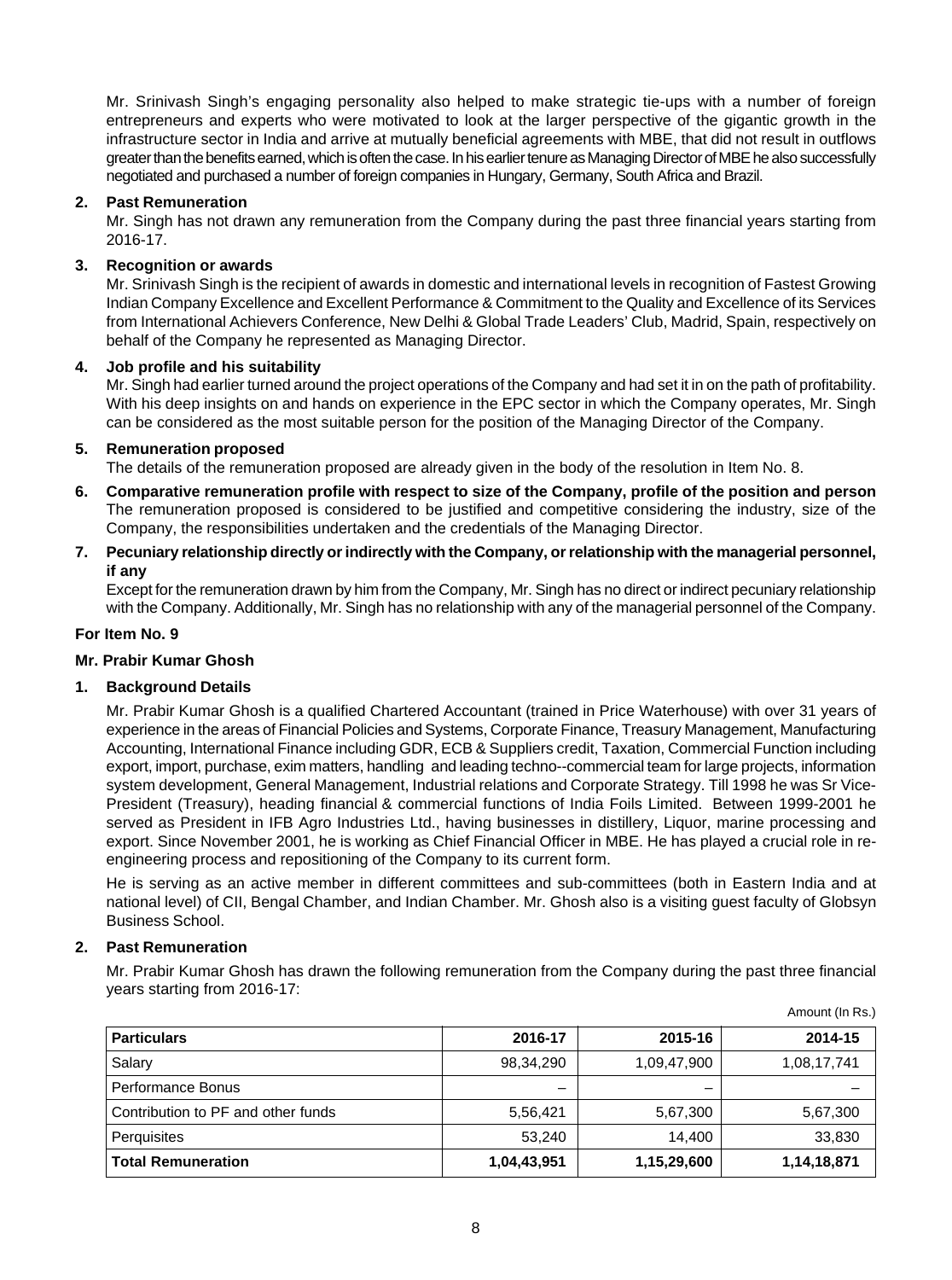Mr. Srinivash Singh's engaging personality also helped to make strategic tie-ups with a number of foreign entrepreneurs and experts who were motivated to look at the larger perspective of the gigantic growth in the infrastructure sector in India and arrive at mutually beneficial agreements with MBE, that did not result in outflows greater than the benefits earned, which is often the case. In his earlier tenure as Managing Director of MBE he also successfully negotiated and purchased a number of foreign companies in Hungary, Germany, South Africa and Brazil.

**2. Past Remuneration**

Mr. Singh has not drawn any remuneration from the Company during the past three financial years starting from 2016-17.

**3. Recognition or awards**

Mr. Srinivash Singh is the recipient of awards in domestic and international levels in recognition of Fastest Growing Indian Company Excellence and Excellent Performance & Commitment to the Quality and Excellence of its Services from International Achievers Conference, New Delhi & Global Trade Leaders' Club, Madrid, Spain, respectively on behalf of the Company he represented as Managing Director.

**4. Job profile and his suitability**

Mr. Singh had earlier turned around the project operations of the Company and had set it in on the path of profitability. With his deep insights on and hands on experience in the EPC sector in which the Company operates, Mr. Singh can be considered as the most suitable person for the position of the Managing Director of the Company.

**5. Remuneration proposed**

The details of the remuneration proposed are already given in the body of the resolution in Item No. 8.

**6. Comparative remuneration profile with respect to size of the Company, profile of the position and person**

The remuneration proposed is considered to be justified and competitive considering the industry, size of the Company, the responsibilities undertaken and the credentials of the Managing Director.

**7. Pecuniary relationship directly or indirectly with the Company, or relationship with the managerial personnel, if any**

Except for the remuneration drawn by him from the Company, Mr. Singh has no direct or indirect pecuniary relationship with the Company. Additionally, Mr. Singh has no relationship with any of the managerial personnel of the Company.

**For Item No. 9**

**Mr. Prabir Kumar Ghosh**

**1. Background Details**

Mr. Prabir Kumar Ghosh is a qualified Chartered Accountant (trained in Price Waterhouse) with over 31 years of experience in the areas of Financial Policies and Systems, Corporate Finance, Treasury Management, Manufacturing Accounting, International Finance including GDR, ECB & Suppliers credit, Taxation, Commercial Function including export, import, purchase, exim matters, handling and leading techno--commercial team for large projects, information system development, General Management, Industrial relations and Corporate Strategy. Till 1998 he was Sr Vice-President (Treasury), heading financial & commercial functions of India Foils Limited. Between 1999-2001 he served as President in IFB Agro Industries Ltd., having businesses in distillery, Liquor, marine processing and export. Since November 2001, he is working as Chief Financial Officer in MBE. He has played a crucial role in re-engineering process and repositioning of the Company to its current form.

He is serving as an active member in different committees and sub-committees (both in Eastern India and at national level) of CII, Bengal Chamber, and Indian Chamber. Mr. Ghosh also is a visiting guest faculty of Globsyn Business School.

**2. Past Remuneration**

Mr. Prabir Kumar Ghosh has drawn the following remuneration from the Company during the past three financial years starting from 2016-17:

Amount (In Rs.)

| Particulars | 2016-17 | 2015-16 | 2014-15 |
|---|---|---|---|
| Salary | 98,34,290 | 1,09,47,900 | 1,08,17,741 |
| Performance Bonus | – | – | – |
| Contribution to PF and other funds | 5,56,421 | 5,67,300 | 5,67,300 |
| Perquisites | 53,240 | 14,400 | 33,830 |
| **Total Remuneration** | **1,04,43,951** | **1,15,29,600** | **1,14,18,871** |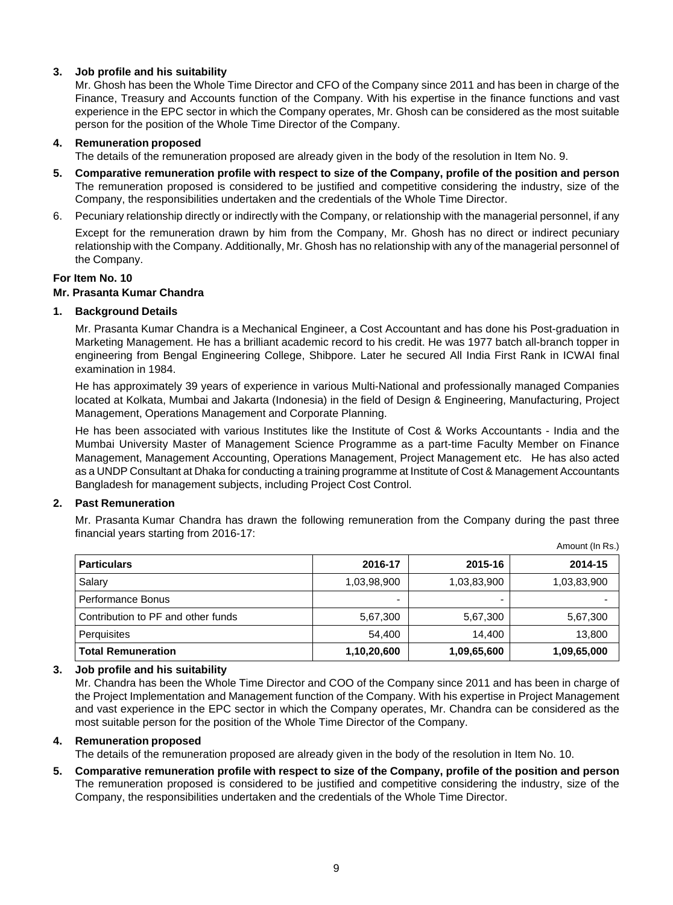**3. Job profile and his suitability**

Mr. Ghosh has been the Whole Time Director and CFO of the Company since 2011 and has been in charge of the Finance, Treasury and Accounts function of the Company. With his expertise in the finance functions and vast experience in the EPC sector in which the Company operates, Mr. Ghosh can be considered as the most suitable person for the position of the Whole Time Director of the Company.

**4. Remuneration proposed**

The details of the remuneration proposed are already given in the body of the resolution in Item No. 9.

**5. Comparative remuneration profile with respect to size of the Company, profile of the position and person**

The remuneration proposed is considered to be justified and competitive considering the industry, size of the Company, the responsibilities undertaken and the credentials of the Whole Time Director.

6. Pecuniary relationship directly or indirectly with the Company, or relationship with the managerial personnel, if any

Except for the remuneration drawn by him from the Company, Mr. Ghosh has no direct or indirect pecuniary relationship with the Company. Additionally, Mr. Ghosh has no relationship with any of the managerial personnel of the Company.

**For Item No. 10**

**Mr. Prasanta Kumar Chandra**

**1. Background Details**

Mr. Prasanta Kumar Chandra is a Mechanical Engineer, a Cost Accountant and has done his Post-graduation in Marketing Management. He has a brilliant academic record to his credit. He was 1977 batch all-branch topper in engineering from Bengal Engineering College, Shibpore. Later he secured All India First Rank in ICWAI final examination in 1984.

He has approximately 39 years of experience in various Multi-National and professionally managed Companies located at Kolkata, Mumbai and Jakarta (Indonesia) in the field of Design & Engineering, Manufacturing, Project Management, Operations Management and Corporate Planning.

He has been associated with various Institutes like the Institute of Cost & Works Accountants - India and the Mumbai University Master of Management Science Programme as a part-time Faculty Member on Finance Management, Management Accounting, Operations Management, Project Management etc. He has also acted as a UNDP Consultant at Dhaka for conducting a training programme at Institute of Cost & Management Accountants Bangladesh for management subjects, including Project Cost Control.

**2. Past Remuneration**

Mr. Prasanta Kumar Chandra has drawn the following remuneration from the Company during the past three financial years starting from 2016-17:

Amount (In Rs.)

| Particulars | 2016-17 | 2015-16 | 2014-15 |
|---|---|---|---|
| Salary | 1,03,98,900 | 1,03,83,900 | 1,03,83,900 |
| Performance Bonus | - | - | - |
| Contribution to PF and other funds | 5,67,300 | 5,67,300 | 5,67,300 |
| Perquisites | 54,400 | 14,400 | 13,800 |
| **Total Remuneration** | **1,10,20,600** | **1,09,65,600** | **1,09,65,000** |

**3. Job profile and his suitability**

Mr. Chandra has been the Whole Time Director and COO of the Company since 2011 and has been in charge of the Project Implementation and Management function of the Company. With his expertise in Project Management and vast experience in the EPC sector in which the Company operates, Mr. Chandra can be considered as the most suitable person for the position of the Whole Time Director of the Company.

**4. Remuneration proposed**

The details of the remuneration proposed are already given in the body of the resolution in Item No. 10.

**5. Comparative remuneration profile with respect to size of the Company, profile of the position and person**

The remuneration proposed is considered to be justified and competitive considering the industry, size of the Company, the responsibilities undertaken and the credentials of the Whole Time Director.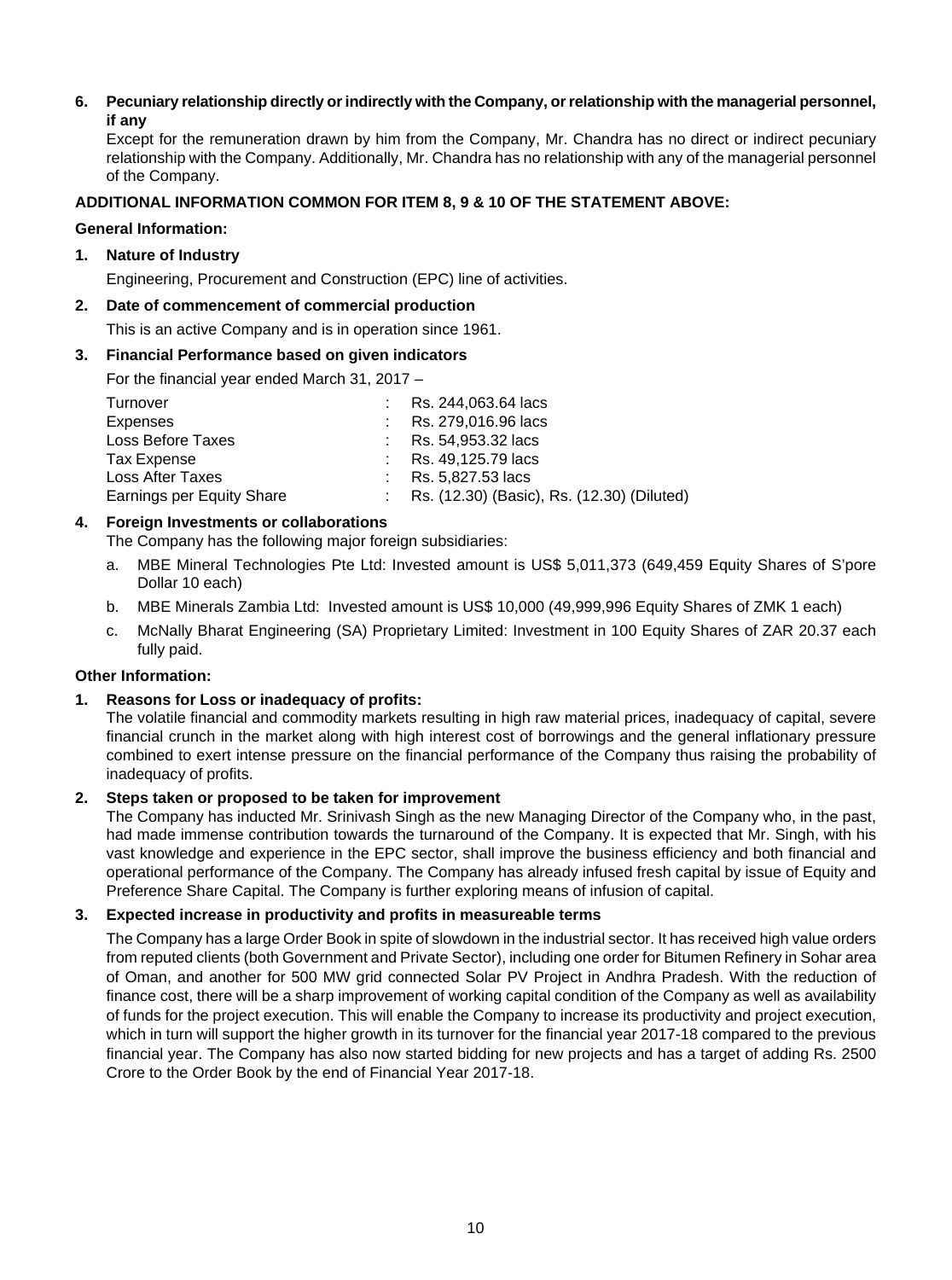**6. Pecuniary relationship directly or indirectly with the Company, or relationship with the managerial personnel, if any**

Except for the remuneration drawn by him from the Company, Mr. Chandra has no direct or indirect pecuniary relationship with the Company. Additionally, Mr. Chandra has no relationship with any of the managerial personnel of the Company.

**ADDITIONAL INFORMATION COMMON FOR ITEM 8, 9 & 10 OF THE STATEMENT ABOVE:**

**General Information:**

**1. Nature of Industry**

Engineering, Procurement and Construction (EPC) line of activities.

**2. Date of commencement of commercial production**

This is an active Company and is in operation since 1961.

**3. Financial Performance based on given indicators**

For the financial year ended March 31, 2017 –

| | | |
|---|---|---|
| Turnover | : | Rs. 244,063.64 lacs |
| Expenses | : | Rs. 279,016.96 lacs |
| Loss Before Taxes | : | Rs. 54,953.32 lacs |
| Tax Expense | : | Rs. 49,125.79 lacs |
| Loss After Taxes | : | Rs. 5,827.53 lacs |
| Earnings per Equity Share | : | Rs. (12.30) (Basic), Rs. (12.30) (Diluted) |

**4. Foreign Investments or collaborations**

The Company has the following major foreign subsidiaries:

a. MBE Mineral Technologies Pte Ltd: Invested amount is US$ 5,011,373 (649,459 Equity Shares of S'pore Dollar 10 each)

b. MBE Minerals Zambia Ltd: Invested amount is US$ 10,000 (49,999,996 Equity Shares of ZMK 1 each)

c. McNally Bharat Engineering (SA) Proprietary Limited: Investment in 100 Equity Shares of ZAR 20.37 each fully paid.

**Other Information:**

**1. Reasons for Loss or inadequacy of profits:**

The volatile financial and commodity markets resulting in high raw material prices, inadequacy of capital, severe financial crunch in the market along with high interest cost of borrowings and the general inflationary pressure combined to exert intense pressure on the financial performance of the Company thus raising the probability of inadequacy of profits.

**2. Steps taken or proposed to be taken for improvement**

The Company has inducted Mr. Srinivash Singh as the new Managing Director of the Company who, in the past, had made immense contribution towards the turnaround of the Company. It is expected that Mr. Singh, with his vast knowledge and experience in the EPC sector, shall improve the business efficiency and both financial and operational performance of the Company. The Company has already infused fresh capital by issue of Equity and Preference Share Capital. The Company is further exploring means of infusion of capital.

**3. Expected increase in productivity and profits in measureable terms**

The Company has a large Order Book in spite of slowdown in the industrial sector. It has received high value orders from reputed clients (both Government and Private Sector), including one order for Bitumen Refinery in Sohar area of Oman, and another for 500 MW grid connected Solar PV Project in Andhra Pradesh. With the reduction of finance cost, there will be a sharp improvement of working capital condition of the Company as well as availability of funds for the project execution. This will enable the Company to increase its productivity and project execution, which in turn will support the higher growth in its turnover for the financial year 2017-18 compared to the previous financial year. The Company has also now started bidding for new projects and has a target of adding Rs. 2500 Crore to the Order Book by the end of Financial Year 2017-18.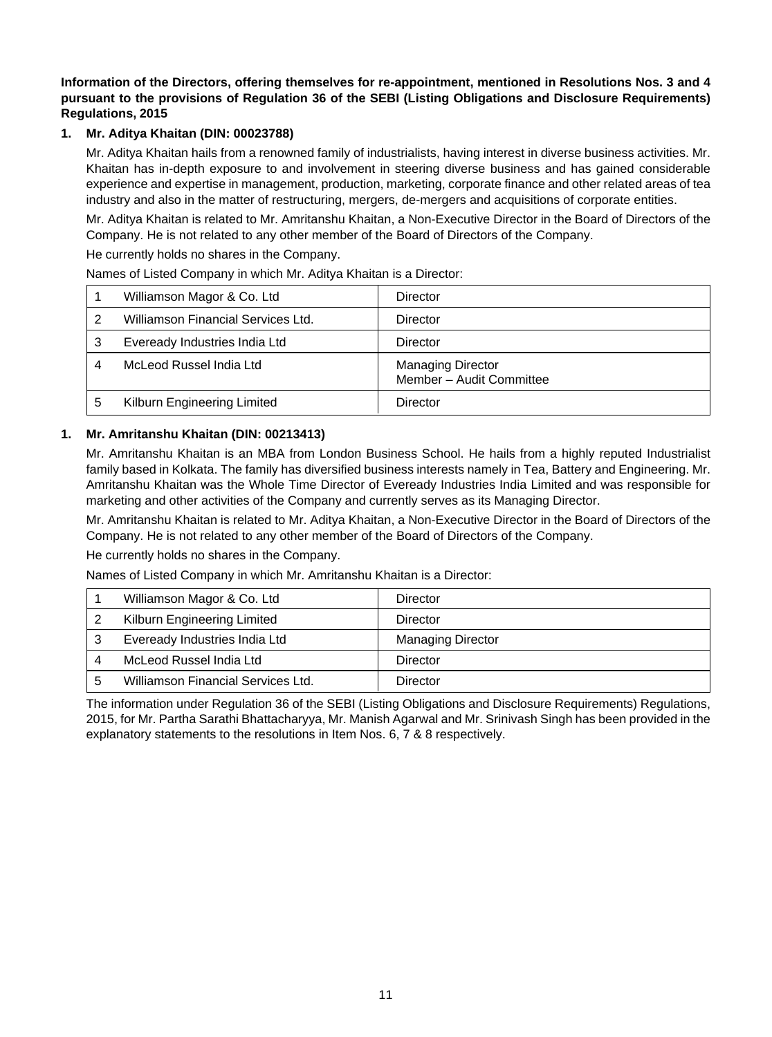**Information of the Directors, offering themselves for re-appointment, mentioned in Resolutions Nos. 3 and 4 pursuant to the provisions of Regulation 36 of the SEBI (Listing Obligations and Disclosure Requirements) Regulations, 2015**

**1. Mr. Aditya Khaitan (DIN: 00023788)**

Mr. Aditya Khaitan hails from a renowned family of industrialists, having interest in diverse business activities. Mr. Khaitan has in-depth exposure to and involvement in steering diverse business and has gained considerable experience and expertise in management, production, marketing, corporate finance and other related areas of tea industry and also in the matter of restructuring, mergers, de-mergers and acquisitions of corporate entities.

Mr. Aditya Khaitan is related to Mr. Amritanshu Khaitan, a Non-Executive Director in the Board of Directors of the Company. He is not related to any other member of the Board of Directors of the Company.

He currently holds no shares in the Company.

Names of Listed Company in which Mr. Aditya Khaitan is a Director:

| | | |
|---|---|---|
| 1 | Williamson Magor & Co. Ltd | Director |
| 2 | Williamson Financial Services Ltd. | Director |
| 3 | Eveready Industries India Ltd | Director |
| 4 | McLeod Russel India Ltd | Managing Director<br>Member – Audit Committee |
| 5 | Kilburn Engineering Limited | Director |

**1. Mr. Amritanshu Khaitan (DIN: 00213413)**

Mr. Amritanshu Khaitan is an MBA from London Business School. He hails from a highly reputed Industrialist family based in Kolkata. The family has diversified business interests namely in Tea, Battery and Engineering. Mr. Amritanshu Khaitan was the Whole Time Director of Eveready Industries India Limited and was responsible for marketing and other activities of the Company and currently serves as its Managing Director.

Mr. Amritanshu Khaitan is related to Mr. Aditya Khaitan, a Non-Executive Director in the Board of Directors of the Company. He is not related to any other member of the Board of Directors of the Company.

He currently holds no shares in the Company.

Names of Listed Company in which Mr. Amritanshu Khaitan is a Director:

| | | |
|---|---|---|
| 1 | Williamson Magor & Co. Ltd | Director |
| 2 | Kilburn Engineering Limited | Director |
| 3 | Eveready Industries India Ltd | Managing Director |
| 4 | McLeod Russel India Ltd | Director |
| 5 | Williamson Financial Services Ltd. | Director |

The information under Regulation 36 of the SEBI (Listing Obligations and Disclosure Requirements) Regulations, 2015, for Mr. Partha Sarathi Bhattacharyya, Mr. Manish Agarwal and Mr. Srinivash Singh has been provided in the explanatory statements to the resolutions in Item Nos. 6, 7 & 8 respectively.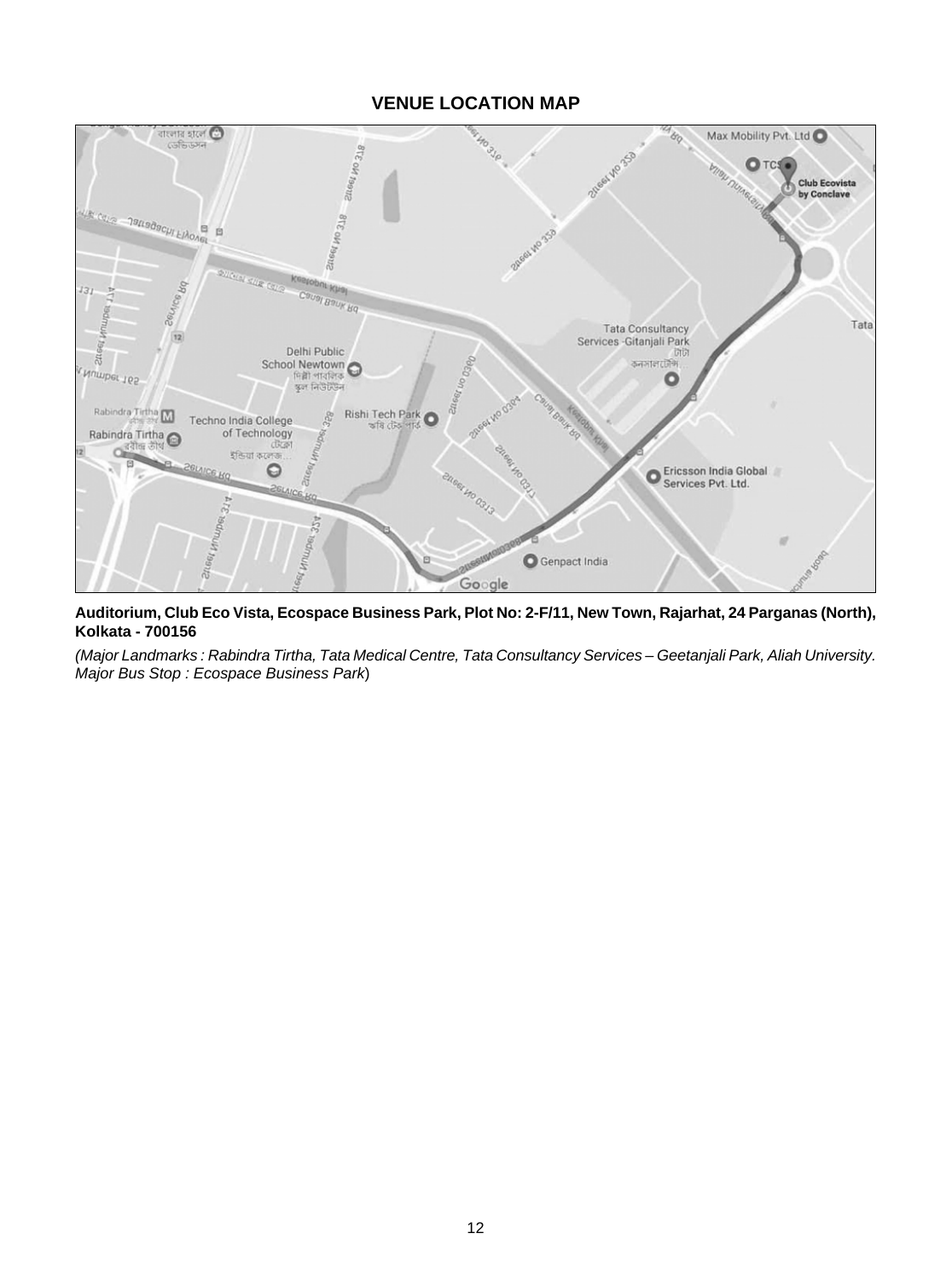## VENUE LOCATION MAP

**Auditorium, Club Eco Vista, Ecospace Business Park, Plot No: 2-F/11, New Town, Rajarhat, 24 Parganas (North), Kolkata - 700156**

*(Major Landmarks : Rabindra Tirtha, Tata Medical Centre, Tata Consultancy Services – Geetanjali Park, Aliah University. Major Bus Stop : Ecospace Business Park*)